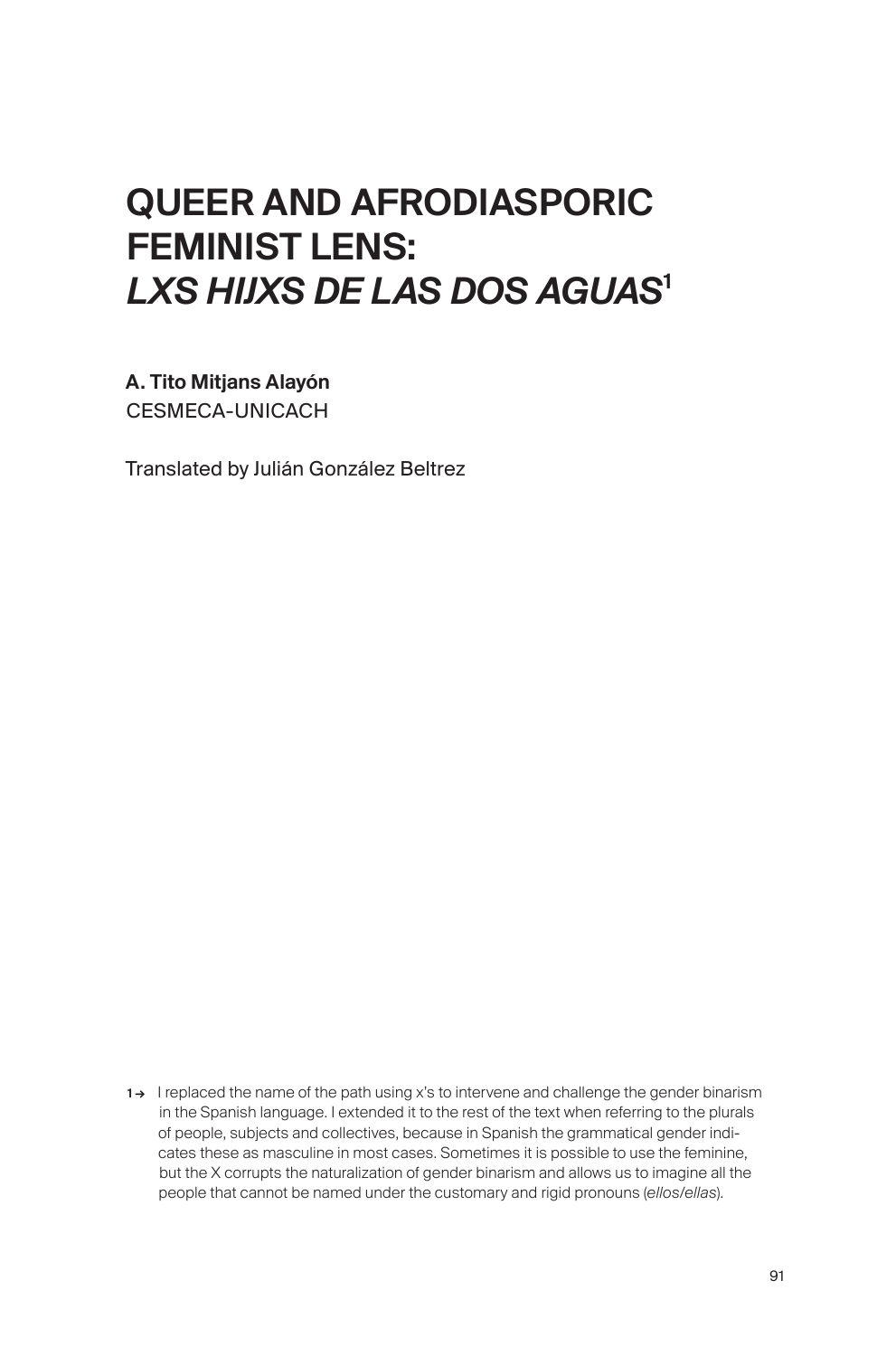# QUEER AND AFRODIASPORIC FEMINIST LENS: *LXS HIJXS DE LAS DOS AGUAS*[1]

**A. Tito Mitjans Alayón**
CESMECA-UNICACH

Translated by Julián González Beltrez

1→ I replaced the name of the path using x's to intervene and challenge the gender binarism in the Spanish language. I extended it to the rest of the text when referring to the plurals of people, subjects and collectives, because in Spanish the grammatical gender indicates these as masculine in most cases. Sometimes it is possible to use the feminine, but the X corrupts the naturalization of gender binarism and allows us to imagine all the people that cannot be named under the customary and rigid pronouns (*ellos/ellas*).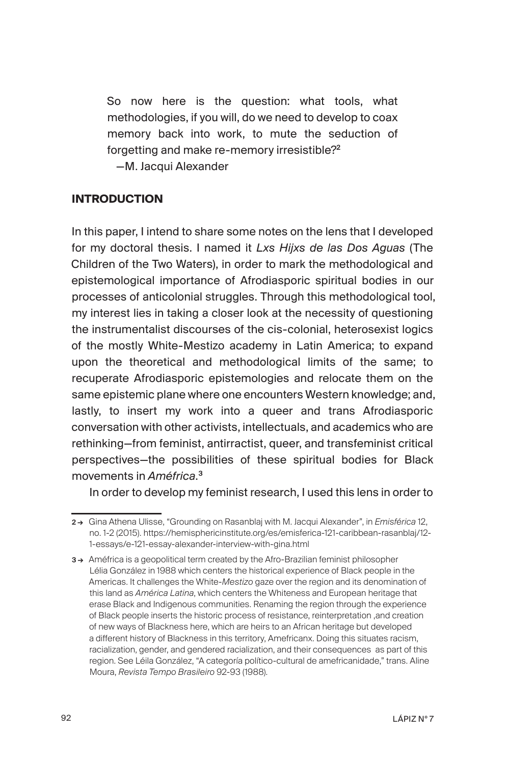> So now here is the question: what tools, what methodologies, if you will, do we need to develop to coax memory back into work, to mute the seduction of forgetting and make re-memory irresistible?[2]
>
> —M. Jacqui Alexander

## INTRODUCTION

In this paper, I intend to share some notes on the lens that I developed for my doctoral thesis. I named it *Lxs Hijxs de las Dos Aguas* (The Children of the Two Waters), in order to mark the methodological and epistemological importance of Afrodiasporic spiritual bodies in our processes of anticolonial struggles. Through this methodological tool, my interest lies in taking a closer look at the necessity of questioning the instrumentalist discourses of the cis-colonial, heterosexist logics of the mostly White-Mestizo academy in Latin America; to expand upon the theoretical and methodological limits of the same; to recuperate Afrodiasporic epistemologies and relocate them on the same epistemic plane where one encounters Western knowledge; and, lastly, to insert my work into a queer and trans Afrodiasporic conversation with other activists, intellectuals, and academics who are rethinking—from feminist, antirractist, queer, and transfeminist critical perspectives—the possibilities of these spiritual bodies for Black movements in *Améfrica*.[3]

In order to develop my feminist research, I used this lens in order to

---

2 → Gina Athena Ulisse, "Grounding on Rasanblaj with M. Jacqui Alexander", in *Emisférica* 12, no. 1-2 (2015). https://hemisphericinstitute.org/es/emisferica-121-caribbean-rasanblaj/12-1-essays/e-121-essay-alexander-interview-with-gina.html

3 → Améfrica is a geopolitical term created by the Afro-Brazilian feminist philosopher Lélia González in 1988 which centers the historical experience of Black people in the Americas. It challenges the White-*Mestizo* gaze over the region and its denomination of this land as *América Latina*, which centers the Whiteness and European heritage that erase Black and Indigenous communities. Renaming the region through the experience of Black people inserts the historic process of resistance, reinterpretation ,and creation of new ways of Blackness here, which are heirs to an African heritage but developed a different history of Blackness in this territory, Amefricanx. Doing this situates racism, racialization, gender, and gendered racialization, and their consequences as part of this region. See Léila González, "A categoría político-cultural de amefricanidade," trans. Aline Moura, *Revista Tempo Brasileiro* 92-93 (1988).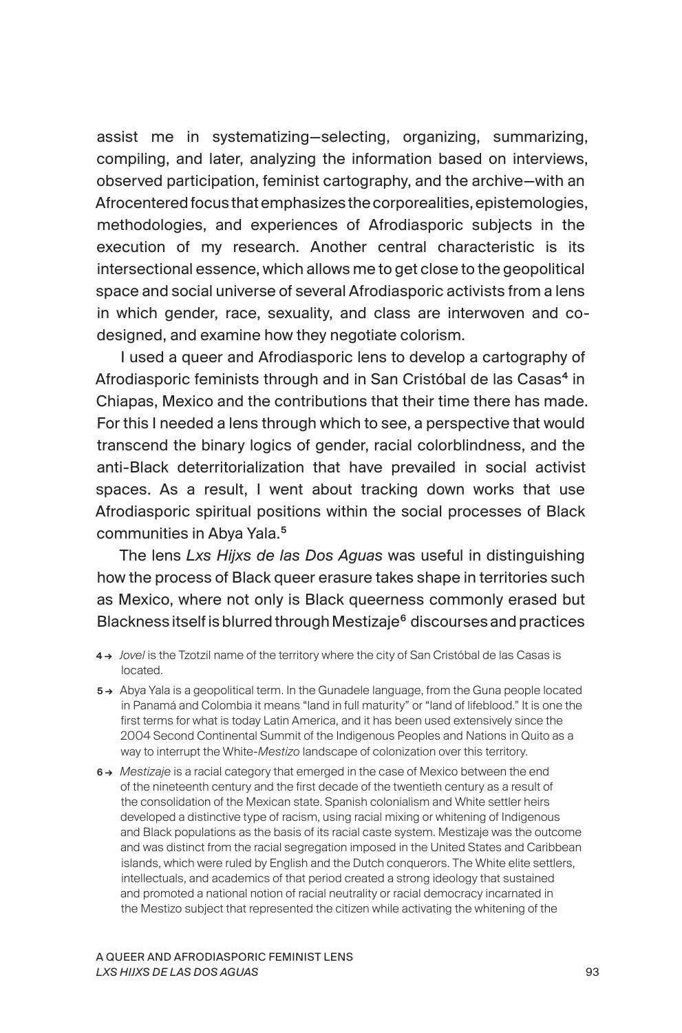assist me in systematizing—selecting, organizing, summarizing, compiling, and later, analyzing the information based on interviews, observed participation, feminist cartography, and the archive—with an Afrocentered focus that emphasizes the corporealities, epistemologies, methodologies, and experiences of Afrodiasporic subjects in the execution of my research. Another central characteristic is its intersectional essence, which allows me to get close to the geopolitical space and social universe of several Afrodiasporic activists from a lens in which gender, race, sexuality, and class are interwoven and co-designed, and examine how they negotiate colorism.

I used a queer and Afrodiasporic lens to develop a cartography of Afrodiasporic feminists through and in San Cristóbal de las Casas[4] in Chiapas, Mexico and the contributions that their time there has made. For this I needed a lens through which to see, a perspective that would transcend the binary logics of gender, racial colorblindness, and the anti-Black deterritorialization that have prevailed in social activist spaces. As a result, I went about tracking down works that use Afrodiasporic spiritual positions within the social processes of Black communities in Abya Yala.[5]

The lens *Lxs Hijxs de las Dos Aguas* was useful in distinguishing how the process of Black queer erasure takes shape in territories such as Mexico, where not only is Black queerness commonly erased but Blackness itself is blurred through Mestizaje[6] discourses and practices

4 → *Jovel* is the Tzotzil name of the territory where the city of San Cristóbal de las Casas is located.

5 → Abya Yala is a geopolitical term. In the Gunadele language, from the Guna people located in Panamá and Colombia it means "land in full maturity" or "land of lifeblood." It is one the first terms for what is today Latin America, and it has been used extensively since the 2004 Second Continental Summit of the Indigenous Peoples and Nations in Quito as a way to interrupt the White-*Mestizo* landscape of colonization over this territory.

6 → *Mestizaje* is a racial category that emerged in the case of Mexico between the end of the nineteenth century and the first decade of the twentieth century as a result of the consolidation of the Mexican state. Spanish colonialism and White settler heirs developed a distinctive type of racism, using racial mixing or whitening of Indigenous and Black populations as the basis of its racial caste system. Mestizaje was the outcome and was distinct from the racial segregation imposed in the United States and Caribbean islands, which were ruled by English and the Dutch conquerors. The White elite settlers, intellectuals, and academics of that period created a strong ideology that sustained and promoted a national notion of racial neutrality or racial democracy incarnated in the Mestizo subject that represented the citizen while activating the whitening of the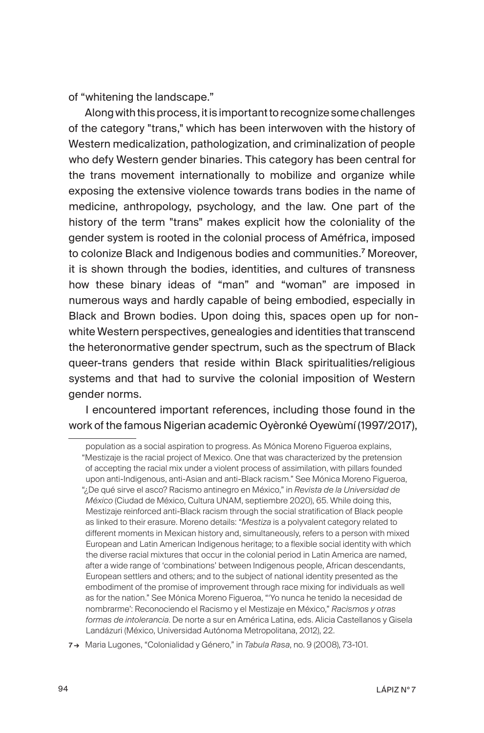of "whitening the landscape."

Along with this process, it is important to recognize some challenges of the category "trans," which has been interwoven with the history of Western medicalization, pathologization, and criminalization of people who defy Western gender binaries. This category has been central for the trans movement internationally to mobilize and organize while exposing the extensive violence towards trans bodies in the name of medicine, anthropology, psychology, and the law. One part of the history of the term "trans" makes explicit how the coloniality of the gender system is rooted in the colonial process of Améfrica, imposed to colonize Black and Indigenous bodies and communities.[7] Moreover, it is shown through the bodies, identities, and cultures of transness how these binary ideas of "man" and "woman" are imposed in numerous ways and hardly capable of being embodied, especially in Black and Brown bodies. Upon doing this, spaces open up for non-white Western perspectives, genealogies and identities that transcend the heteronormative gender spectrum, such as the spectrum of Black queer-trans genders that reside within Black spiritualities/religious systems and that had to survive the colonial imposition of Western gender norms.

I encountered important references, including those found in the work of the famous Nigerian academic Oyèronké Oyewùmí (1997/2017),

---

population as a social aspiration to progress. As Mónica Moreno Figueroa explains, "Mestizaje is the racial project of Mexico. One that was characterized by the pretension of accepting the racial mix under a violent process of assimilation, with pillars founded upon anti-Indigenous, anti-Asian and anti-Black racism." See Mónica Moreno Figueroa, "¿De qué sirve el asco? Racismo antinegro en México," in *Revista de la Universidad de México* (Ciudad de México, Cultura UNAM, septiembre 2020), 65. While doing this, Mestizaje reinforced anti-Black racism through the social stratification of Black people as linked to their erasure. Moreno details: "*Mestiza* is a polyvalent category related to different moments in Mexican history and, simultaneously, refers to a person with mixed European and Latin American Indigenous heritage; to a flexible social identity with which the diverse racial mixtures that occur in the colonial period in Latin America are named, after a wide range of 'combinations' between Indigenous people, African descendants, European settlers and others; and to the subject of national identity presented as the embodiment of the promise of improvement through race mixing for individuals as well as for the nation." See Mónica Moreno Figueroa, "'Yo nunca he tenido la necesidad de nombrarme': Reconociendo el Racismo y el Mestizaje en México," *Racismos y otras formas de intolerancia*. De norte a sur en América Latina, eds. Alicia Castellanos y Gisela Landázuri (México, Universidad Autónoma Metropolitana, 2012), 22.

7 → Maria Lugones, "Colonialidad y Género," in *Tabula Rasa*, no. 9 (2008), 73-101.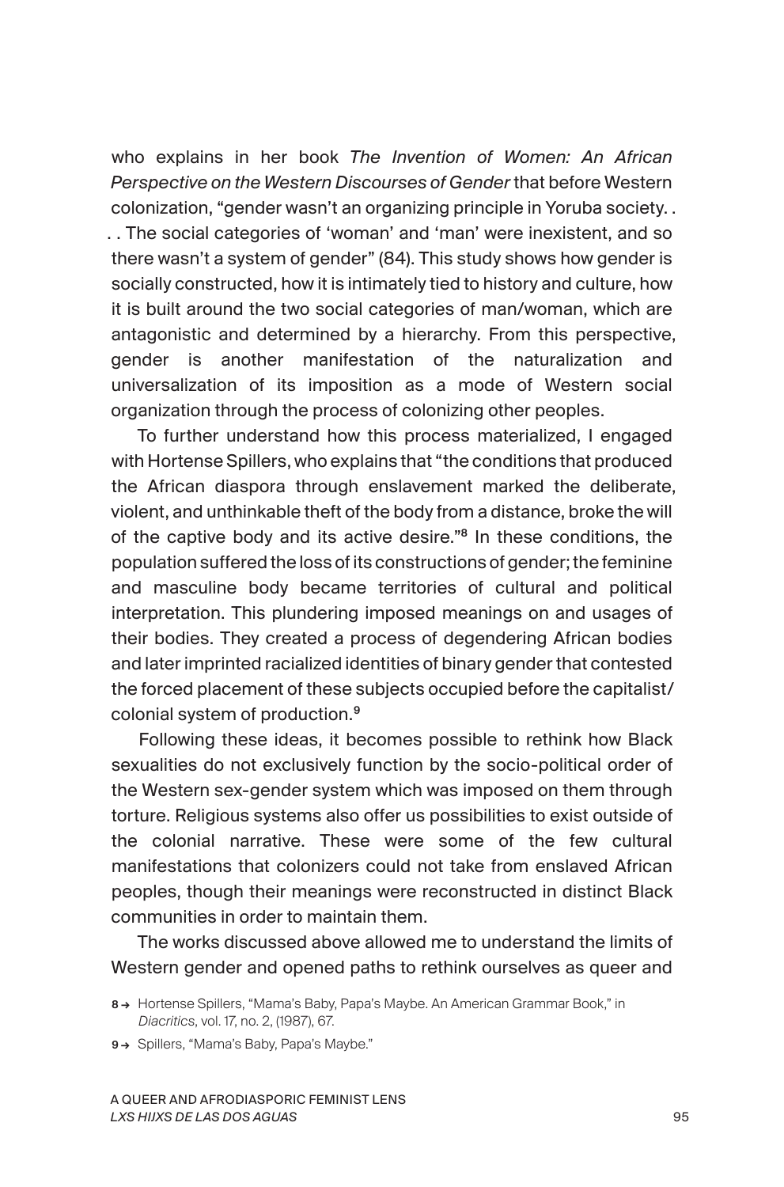who explains in her book *The Invention of Women: An African Perspective on the Western Discourses of Gender* that before Western colonization, "gender wasn't an organizing principle in Yoruba society. . . . The social categories of 'woman' and 'man' were inexistent, and so there wasn't a system of gender" (84). This study shows how gender is socially constructed, how it is intimately tied to history and culture, how it is built around the two social categories of man/woman, which are antagonistic and determined by a hierarchy. From this perspective, gender is another manifestation of the naturalization and universalization of its imposition as a mode of Western social organization through the process of colonizing other peoples.

To further understand how this process materialized, I engaged with Hortense Spillers, who explains that "the conditions that produced the African diaspora through enslavement marked the deliberate, violent, and unthinkable theft of the body from a distance, broke the will of the captive body and its active desire."[8] In these conditions, the population suffered the loss of its constructions of gender; the feminine and masculine body became territories of cultural and political interpretation. This plundering imposed meanings on and usages of their bodies. They created a process of degendering African bodies and later imprinted racialized identities of binary gender that contested the forced placement of these subjects occupied before the capitalist/colonial system of production.[9]

Following these ideas, it becomes possible to rethink how Black sexualities do not exclusively function by the socio-political order of the Western sex-gender system which was imposed on them through torture. Religious systems also offer us possibilities to exist outside of the colonial narrative. These were some of the few cultural manifestations that colonizers could not take from enslaved African peoples, though their meanings were reconstructed in distinct Black communities in order to maintain them.

The works discussed above allowed me to understand the limits of Western gender and opened paths to rethink ourselves as queer and

8 → Hortense Spillers, "Mama's Baby, Papa's Maybe. An American Grammar Book," in *Diacritics*, vol. 17, no. 2, (1987), 67.

9 → Spillers, "Mama's Baby, Papa's Maybe."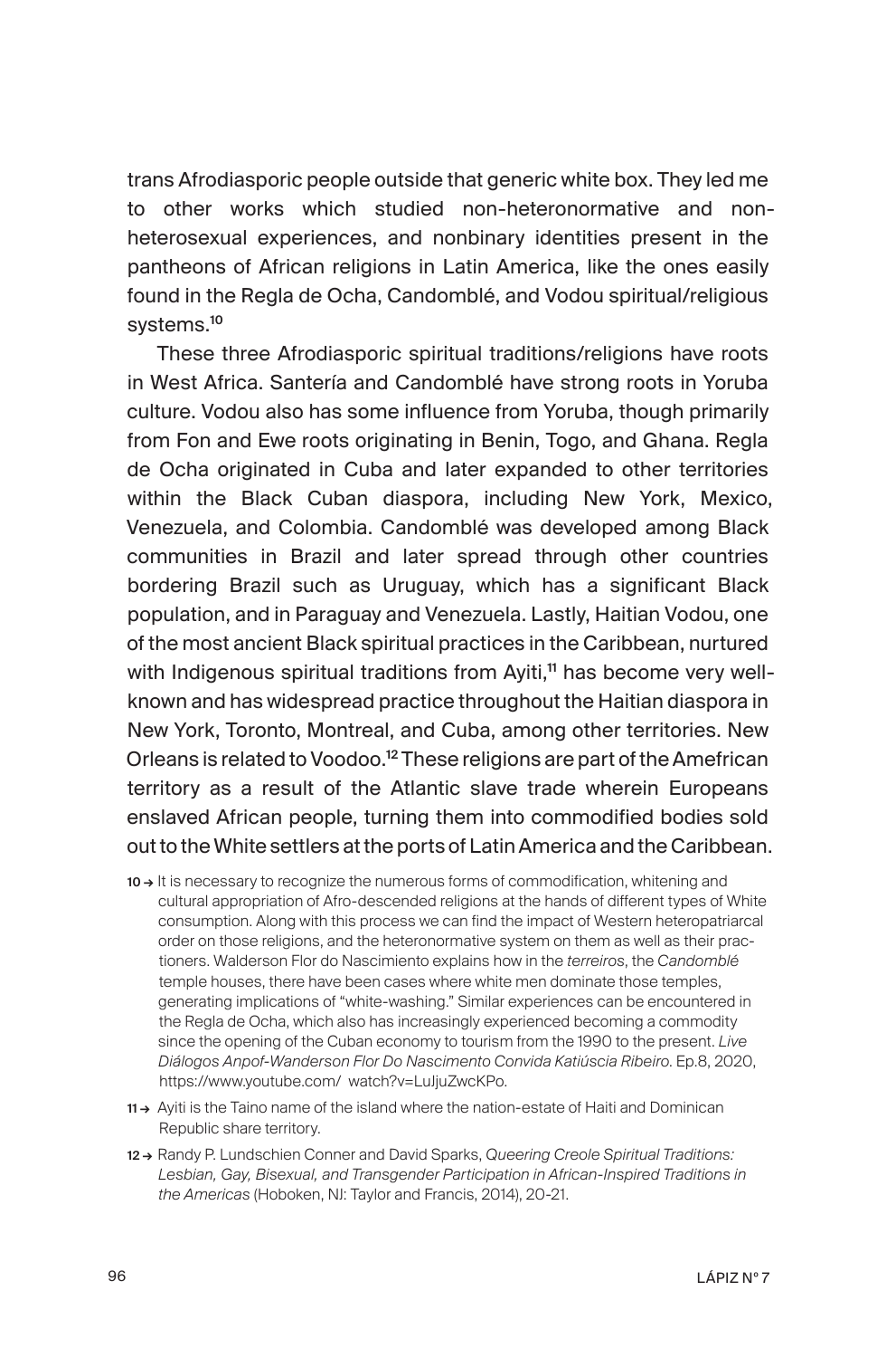trans Afrodiasporic people outside that generic white box. They led me to other works which studied non-heteronormative and non-heterosexual experiences, and nonbinary identities present in the pantheons of African religions in Latin America, like the ones easily found in the Regla de Ocha, Candomblé, and Vodou spiritual/religious systems.[10]

These three Afrodiasporic spiritual traditions/religions have roots in West Africa. Santería and Candomblé have strong roots in Yoruba culture. Vodou also has some influence from Yoruba, though primarily from Fon and Ewe roots originating in Benin, Togo, and Ghana. Regla de Ocha originated in Cuba and later expanded to other territories within the Black Cuban diaspora, including New York, Mexico, Venezuela, and Colombia. Candomblé was developed among Black communities in Brazil and later spread through other countries bordering Brazil such as Uruguay, which has a significant Black population, and in Paraguay and Venezuela. Lastly, Haitian Vodou, one of the most ancient Black spiritual practices in the Caribbean, nurtured with Indigenous spiritual traditions from Ayiti,[11] has become very well-known and has widespread practice throughout the Haitian diaspora in New York, Toronto, Montreal, and Cuba, among other territories. New Orleans is related to Voodoo.[12] These religions are part of the Amefrican territory as a result of the Atlantic slave trade wherein Europeans enslaved African people, turning them into commodified bodies sold out to the White settlers at the ports of Latin America and the Caribbean.

10 → It is necessary to recognize the numerous forms of commodification, whitening and cultural appropriation of Afro-descended religions at the hands of different types of White consumption. Along with this process we can find the impact of Western heteropatriarcal order on those religions, and the heteronormative system on them as well as their practioners. Walderson Flor do Nascimiento explains how in the *terreiros*, the *Candomblé* temple houses, there have been cases where white men dominate those temples, generating implications of "white-washing." Similar experiences can be encountered in the Regla de Ocha, which also has increasingly experienced becoming a commodity since the opening of the Cuban economy to tourism from the 1990 to the present. *Live Diálogos Anpof-Wanderson Flor Do Nascimento Convida Katiúscia Ribeiro*. Ep.8, 2020, https://www.youtube.com/ watch?v=LuJjuZwcKPo.

11 → Ayiti is the Taino name of the island where the nation-estate of Haiti and Dominican Republic share territory.

12 → Randy P. Lundschien Conner and David Sparks, *Queering Creole Spiritual Traditions: Lesbian, Gay, Bisexual, and Transgender Participation in African-Inspired Traditions in the Americas* (Hoboken, NJ: Taylor and Francis, 2014), 20-21.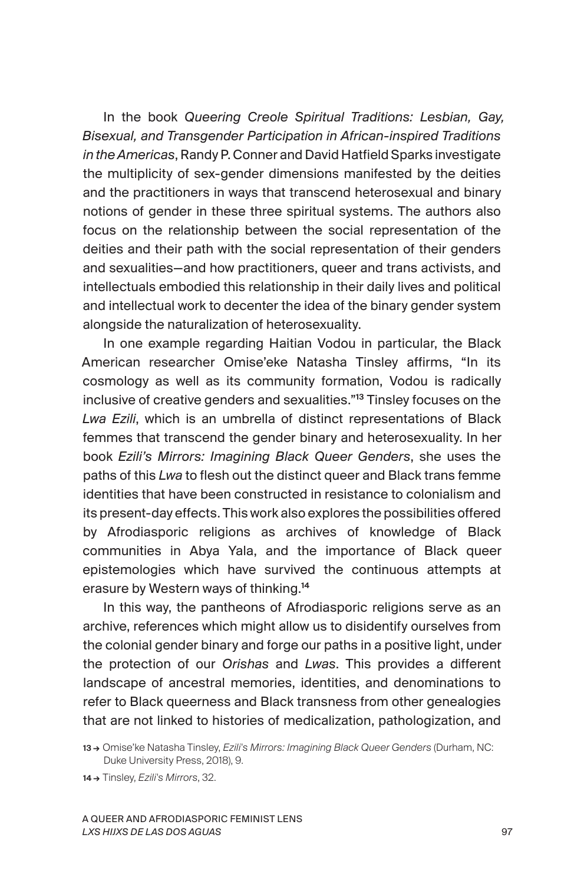In the book *Queering Creole Spiritual Traditions: Lesbian, Gay, Bisexual, and Transgender Participation in African-inspired Traditions in the Americas*, Randy P. Conner and David Hatfield Sparks investigate the multiplicity of sex-gender dimensions manifested by the deities and the practitioners in ways that transcend heterosexual and binary notions of gender in these three spiritual systems. The authors also focus on the relationship between the social representation of the deities and their path with the social representation of their genders and sexualities—and how practitioners, queer and trans activists, and intellectuals embodied this relationship in their daily lives and political and intellectual work to decenter the idea of the binary gender system alongside the naturalization of heterosexuality.

In one example regarding Haitian Vodou in particular, the Black American researcher Omise'eke Natasha Tinsley affirms, "In its cosmology as well as its community formation, Vodou is radically inclusive of creative genders and sexualities."[13] Tinsley focuses on the *Lwa Ezili*, which is an umbrella of distinct representations of Black femmes that transcend the gender binary and heterosexuality. In her book *Ezili's Mirrors: Imagining Black Queer Genders*, she uses the paths of this *Lwa* to flesh out the distinct queer and Black trans femme identities that have been constructed in resistance to colonialism and its present-day effects. This work also explores the possibilities offered by Afrodiasporic religions as archives of knowledge of Black communities in Abya Yala, and the importance of Black queer epistemologies which have survived the continuous attempts at erasure by Western ways of thinking.[14]

In this way, the pantheons of Afrodiasporic religions serve as an archive, references which might allow us to disidentify ourselves from the colonial gender binary and forge our paths in a positive light, under the protection of our *Orishas* and *Lwas*. This provides a different landscape of ancestral memories, identities, and denominations to refer to Black queerness and Black transness from other genealogies that are not linked to histories of medicalization, pathologization, and

13 → Omise'ke Natasha Tinsley, *Ezili's Mirrors: Imagining Black Queer Genders* (Durham, NC: Duke University Press, 2018), 9.

14 → Tinsley, *Ezili's Mirrors*, 32.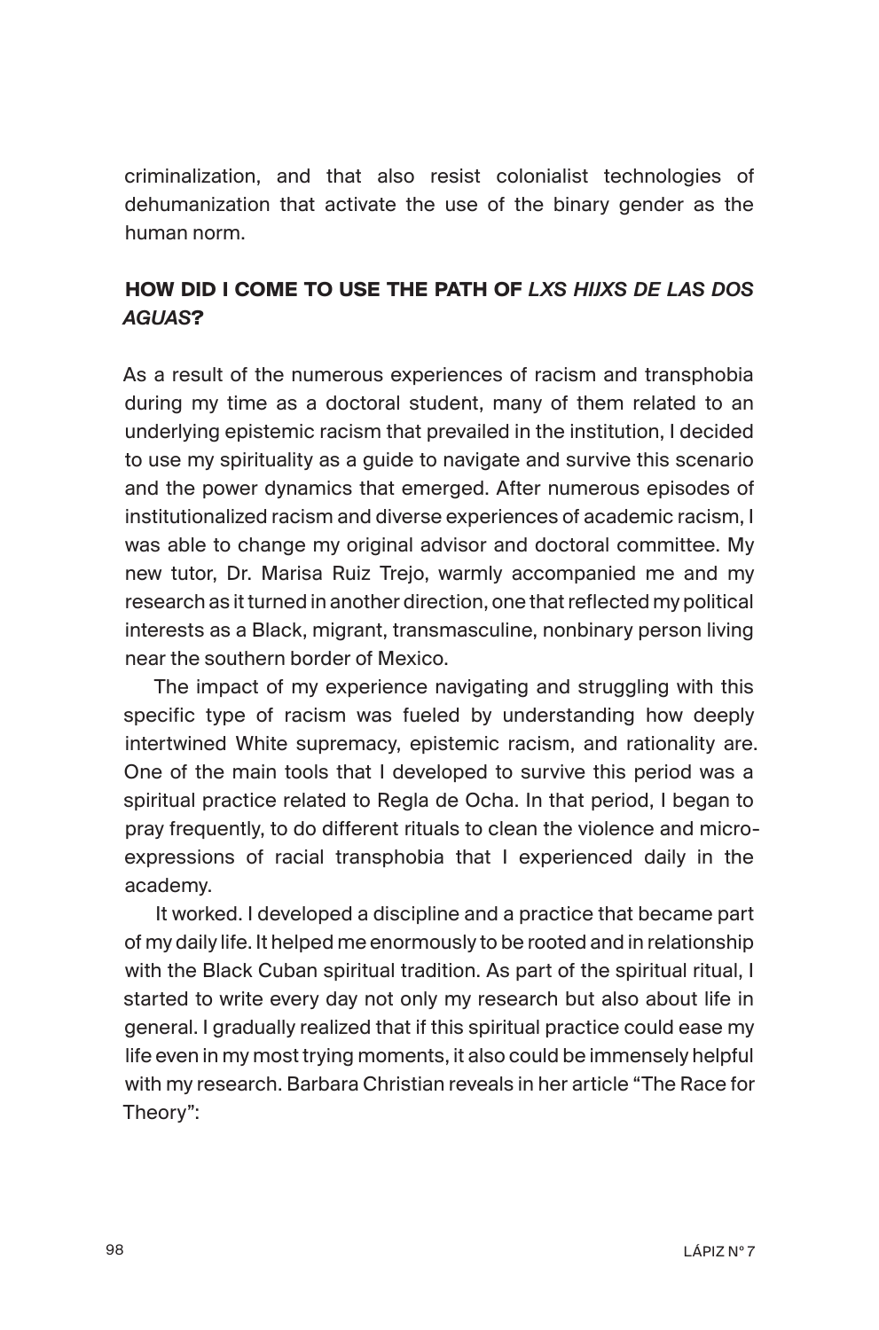criminalization, and that also resist colonialist technologies of dehumanization that activate the use of the binary gender as the human norm.

## HOW DID I COME TO USE THE PATH OF *LXS HIJXS DE LAS DOS AGUAS*?

As a result of the numerous experiences of racism and transphobia during my time as a doctoral student, many of them related to an underlying epistemic racism that prevailed in the institution, I decided to use my spirituality as a guide to navigate and survive this scenario and the power dynamics that emerged. After numerous episodes of institutionalized racism and diverse experiences of academic racism, I was able to change my original advisor and doctoral committee. My new tutor, Dr. Marisa Ruiz Trejo, warmly accompanied me and my research as it turned in another direction, one that reflected my political interests as a Black, migrant, transmasculine, nonbinary person living near the southern border of Mexico.

The impact of my experience navigating and struggling with this specific type of racism was fueled by understanding how deeply intertwined White supremacy, epistemic racism, and rationality are. One of the main tools that I developed to survive this period was a spiritual practice related to Regla de Ocha. In that period, I began to pray frequently, to do different rituals to clean the violence and micro-expressions of racial transphobia that I experienced daily in the academy.

It worked. I developed a discipline and a practice that became part of my daily life. It helped me enormously to be rooted and in relationship with the Black Cuban spiritual tradition. As part of the spiritual ritual, I started to write every day not only my research but also about life in general. I gradually realized that if this spiritual practice could ease my life even in my most trying moments, it also could be immensely helpful with my research. Barbara Christian reveals in her article "The Race for Theory":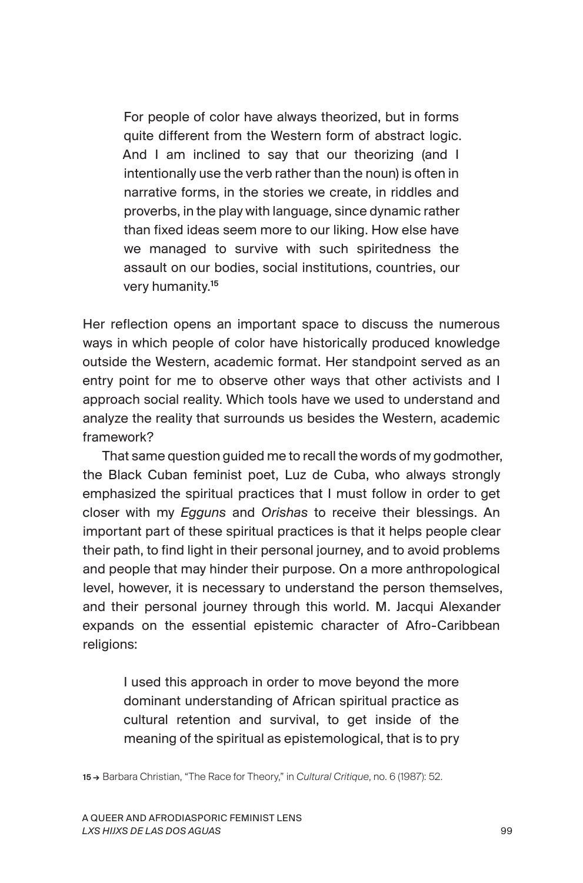> For people of color have always theorized, but in forms quite different from the Western form of abstract logic. And I am inclined to say that our theorizing (and I intentionally use the verb rather than the noun) is often in narrative forms, in the stories we create, in riddles and proverbs, in the play with language, since dynamic rather than fixed ideas seem more to our liking. How else have we managed to survive with such spiritedness the assault on our bodies, social institutions, countries, our very humanity.[15]

Her reflection opens an important space to discuss the numerous ways in which people of color have historically produced knowledge outside the Western, academic format. Her standpoint served as an entry point for me to observe other ways that other activists and I approach social reality. Which tools have we used to understand and analyze the reality that surrounds us besides the Western, academic framework?

That same question guided me to recall the words of my godmother, the Black Cuban feminist poet, Luz de Cuba, who always strongly emphasized the spiritual practices that I must follow in order to get closer with my *Egguns* and *Orishas* to receive their blessings. An important part of these spiritual practices is that it helps people clear their path, to find light in their personal journey, and to avoid problems and people that may hinder their purpose. On a more anthropological level, however, it is necessary to understand the person themselves, and their personal journey through this world. M. Jacqui Alexander expands on the essential epistemic character of Afro-Caribbean religions:

> I used this approach in order to move beyond the more dominant understanding of African spiritual practice as cultural retention and survival, to get inside of the meaning of the spiritual as epistemological, that is to pry

15 → Barbara Christian, "The Race for Theory," in *Cultural Critique*, no. 6 (1987): 52.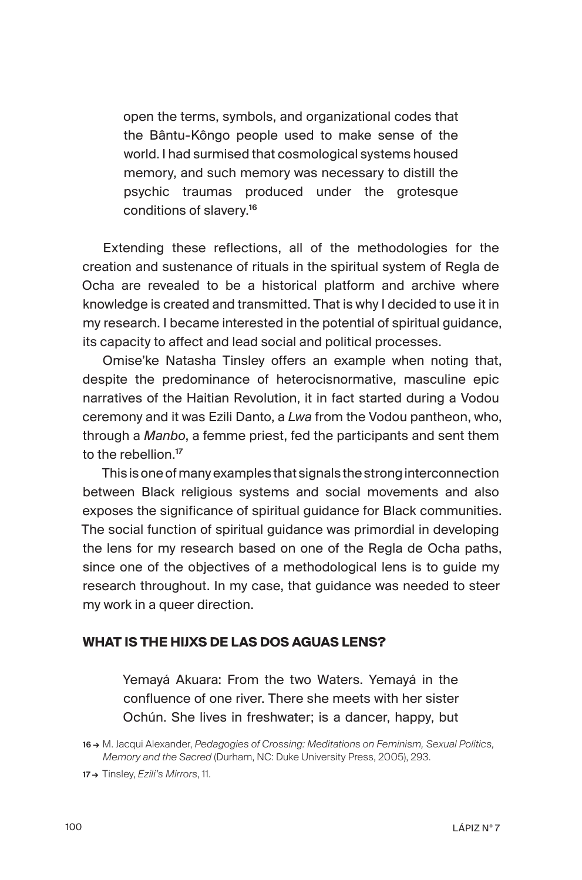> open the terms, symbols, and organizational codes that the Bântu-Kôngo people used to make sense of the world. I had surmised that cosmological systems housed memory, and such memory was necessary to distill the psychic traumas produced under the grotesque conditions of slavery.[16]

Extending these reflections, all of the methodologies for the creation and sustenance of rituals in the spiritual system of Regla de Ocha are revealed to be a historical platform and archive where knowledge is created and transmitted. That is why I decided to use it in my research. I became interested in the potential of spiritual guidance, its capacity to affect and lead social and political processes.

Omise'ke Natasha Tinsley offers an example when noting that, despite the predominance of heterocisnormative, masculine epic narratives of the Haitian Revolution, it in fact started during a Vodou ceremony and it was Ezili Danto, a *Lwa* from the Vodou pantheon, who, through a *Manbo*, a femme priest, fed the participants and sent them to the rebellion.[17]

This is one of many examples that signals the strong interconnection between Black religious systems and social movements and also exposes the significance of spiritual guidance for Black communities. The social function of spiritual guidance was primordial in developing the lens for my research based on one of the Regla de Ocha paths, since one of the objectives of a methodological lens is to guide my research throughout. In my case, that guidance was needed to steer my work in a queer direction.

## WHAT IS THE HIJXS DE LAS DOS AGUAS LENS?

> Yemayá Akuara: From the two Waters. Yemayá in the confluence of one river. There she meets with her sister Ochún. She lives in freshwater; is a dancer, happy, but

16 → M. Jacqui Alexander, *Pedagogies of Crossing: Meditations on Feminism, Sexual Politics, Memory and the Sacred* (Durham, NC: Duke University Press, 2005), 293.

17 → Tinsley, *Ezili's Mirrors*, 11.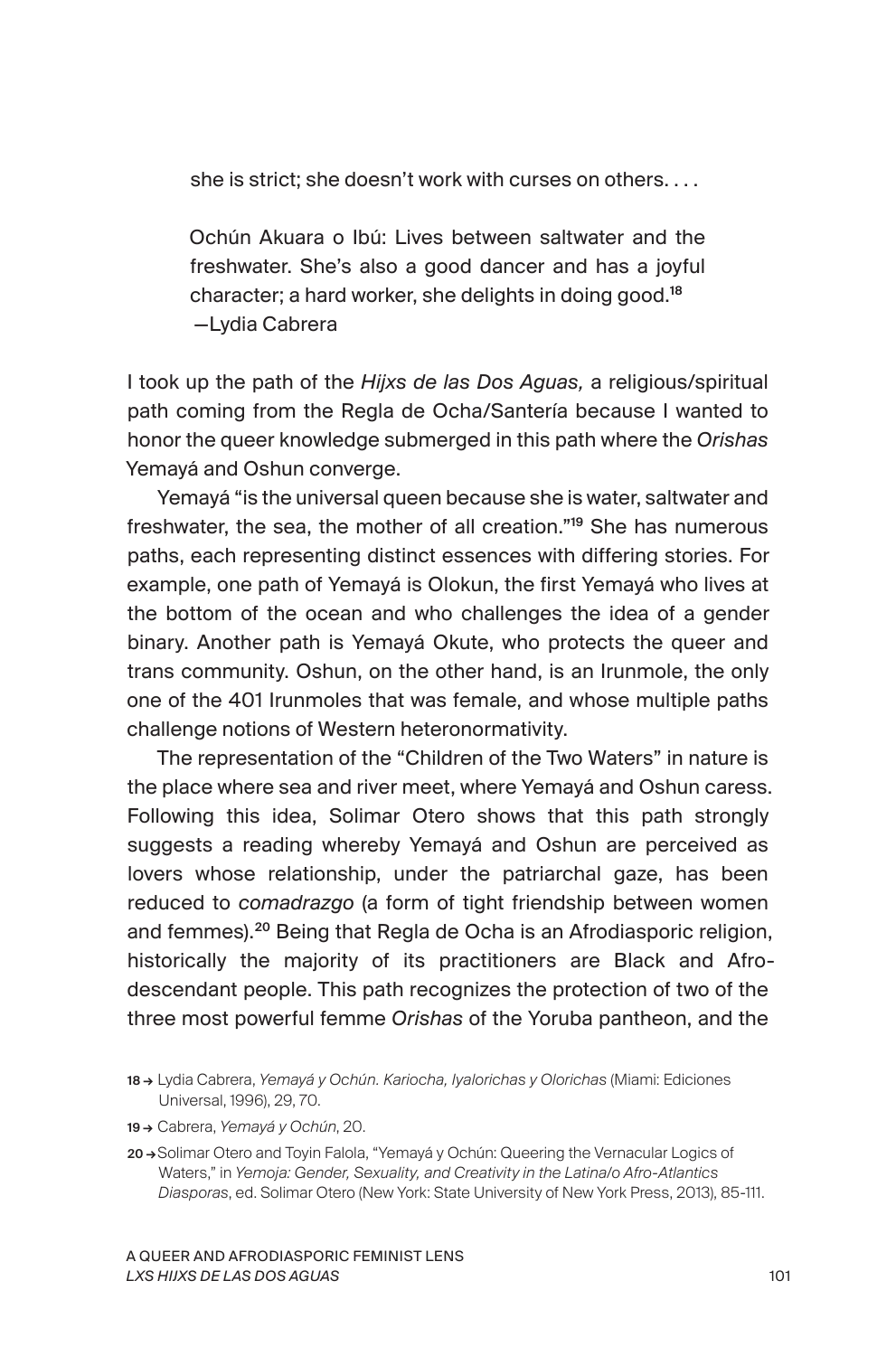> she is strict; she doesn't work with curses on others. . . .
>
> Ochún Akuara o Ibú: Lives between saltwater and the freshwater. She's also a good dancer and has a joyful character; a hard worker, she delights in doing good.[18]
> —Lydia Cabrera

I took up the path of the *Hijxs de las Dos Aguas,* a religious/spiritual path coming from the Regla de Ocha/Santería because I wanted to honor the queer knowledge submerged in this path where the *Orishas* Yemayá and Oshun converge.

Yemayá "is the universal queen because she is water, saltwater and freshwater, the sea, the mother of all creation."[19] She has numerous paths, each representing distinct essences with differing stories. For example, one path of Yemayá is Olokun, the first Yemayá who lives at the bottom of the ocean and who challenges the idea of a gender binary. Another path is Yemayá Okute, who protects the queer and trans community. Oshun, on the other hand, is an Irunmole, the only one of the 401 Irunmoles that was female, and whose multiple paths challenge notions of Western heteronormativity.

The representation of the "Children of the Two Waters" in nature is the place where sea and river meet, where Yemayá and Oshun caress. Following this idea, Solimar Otero shows that this path strongly suggests a reading whereby Yemayá and Oshun are perceived as lovers whose relationship, under the patriarchal gaze, has been reduced to *comadrazgo* (a form of tight friendship between women and femmes).[20] Being that Regla de Ocha is an Afrodiasporic religion, historically the majority of its practitioners are Black and Afro-descendant people. This path recognizes the protection of two of the three most powerful femme *Orishas* of the Yoruba pantheon, and the

18 → Lydia Cabrera, *Yemayá y Ochún. Kariocha, Iyalorichas y Olorichas* (Miami: Ediciones Universal, 1996), 29, 70.

19 → Cabrera, *Yemayá y Ochún*, 20.

20 → Solimar Otero and Toyin Falola, "Yemayá y Ochún: Queering the Vernacular Logics of Waters," in *Yemoja: Gender, Sexuality, and Creativity in the Latina/o Afro-Atlantics Diasporas*, ed. Solimar Otero (New York: State University of New York Press, 2013), 85-111.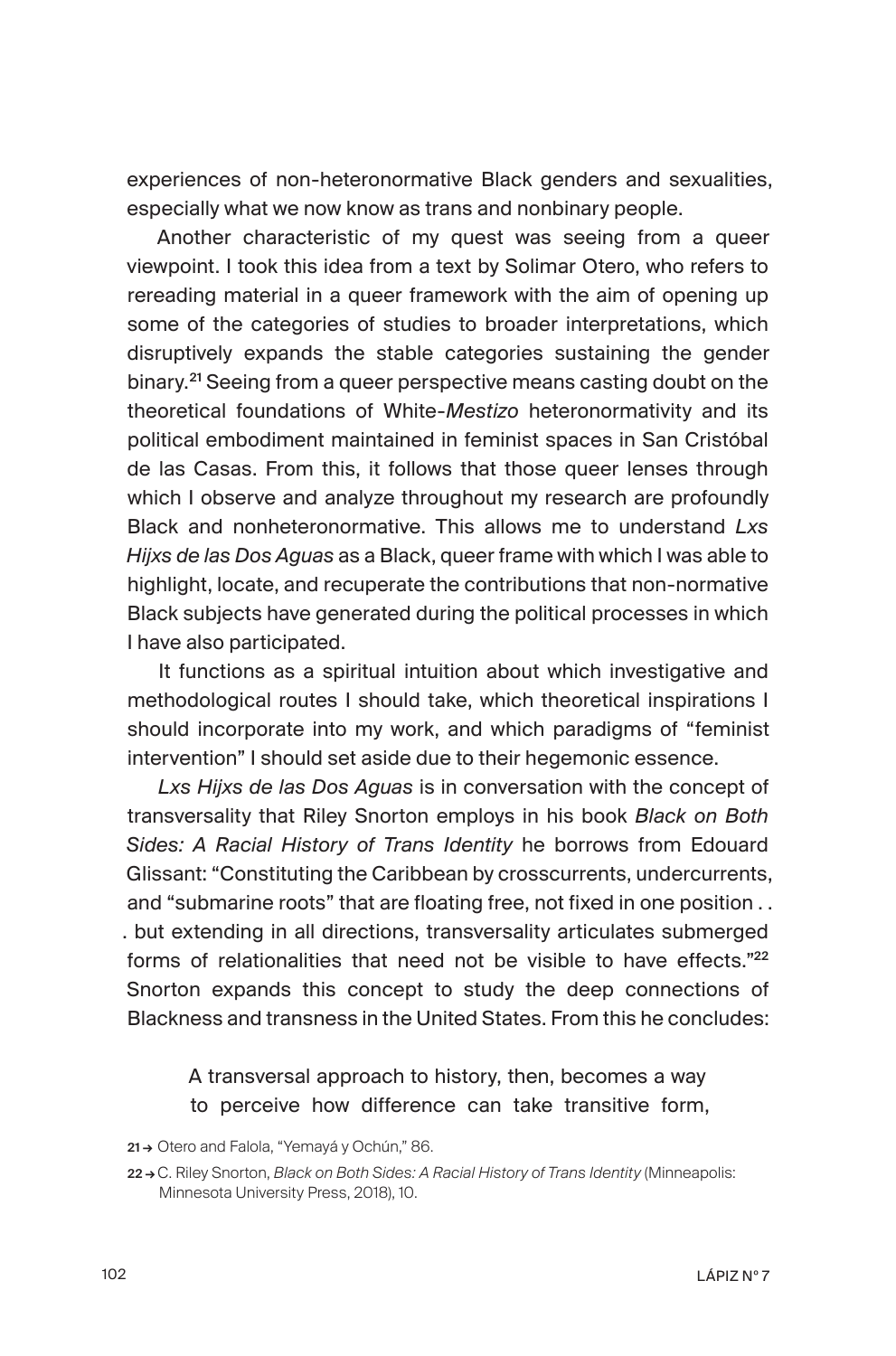experiences of non-heteronormative Black genders and sexualities, especially what we now know as trans and nonbinary people.

Another characteristic of my quest was seeing from a queer viewpoint. I took this idea from a text by Solimar Otero, who refers to rereading material in a queer framework with the aim of opening up some of the categories of studies to broader interpretations, which disruptively expands the stable categories sustaining the gender binary.[21] Seeing from a queer perspective means casting doubt on the theoretical foundations of White-*Mestizo* heteronormativity and its political embodiment maintained in feminist spaces in San Cristóbal de las Casas. From this, it follows that those queer lenses through which I observe and analyze throughout my research are profoundly Black and nonheteronormative. This allows me to understand *Lxs Hijxs de las Dos Aguas* as a Black, queer frame with which I was able to highlight, locate, and recuperate the contributions that non-normative Black subjects have generated during the political processes in which I have also participated.

It functions as a spiritual intuition about which investigative and methodological routes I should take, which theoretical inspirations I should incorporate into my work, and which paradigms of "feminist intervention" I should set aside due to their hegemonic essence.

*Lxs Hijxs de las Dos Aguas* is in conversation with the concept of transversality that Riley Snorton employs in his book *Black on Both Sides: A Racial History of Trans Identity* he borrows from Edouard Glissant: "Constituting the Caribbean by crosscurrents, undercurrents, and "submarine roots" that are floating free, not fixed in one position . . . but extending in all directions, transversality articulates submerged forms of relationalities that need not be visible to have effects."[22] Snorton expands this concept to study the deep connections of Blackness and transness in the United States. From this he concludes:

> A transversal approach to history, then, becomes a way to perceive how difference can take transitive form,

21 → Otero and Falola, "Yemayá y Ochún," 86.

22 → C. Riley Snorton, *Black on Both Sides: A Racial History of Trans Identity* (Minneapolis: Minnesota University Press, 2018), 10.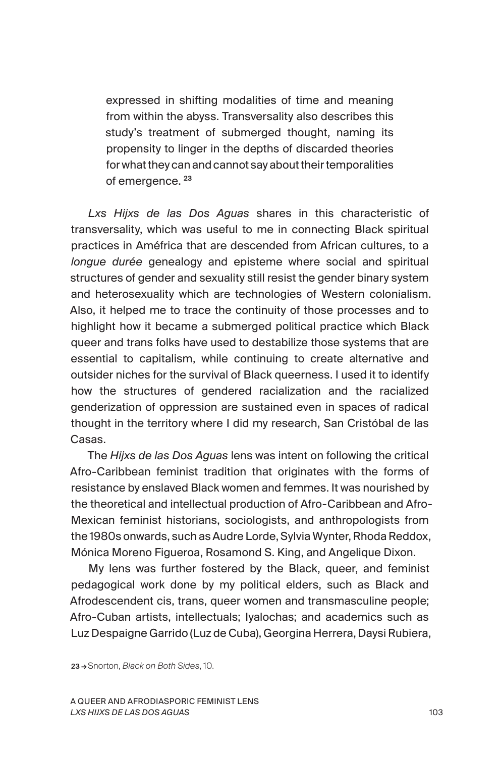> expressed in shifting modalities of time and meaning from within the abyss. Transversality also describes this study's treatment of submerged thought, naming its propensity to linger in the depths of discarded theories for what they can and cannot say about their temporalities of emergence. [23]

*Lxs Hijxs de las Dos Aguas* shares in this characteristic of transversality, which was useful to me in connecting Black spiritual practices in Améfrica that are descended from African cultures, to a *longue durée* genealogy and episteme where social and spiritual structures of gender and sexuality still resist the gender binary system and heterosexuality which are technologies of Western colonialism. Also, it helped me to trace the continuity of those processes and to highlight how it became a submerged political practice which Black queer and trans folks have used to destabilize those systems that are essential to capitalism, while continuing to create alternative and outsider niches for the survival of Black queerness. I used it to identify how the structures of gendered racialization and the racialized genderization of oppression are sustained even in spaces of radical thought in the territory where I did my research, San Cristóbal de las Casas.

The *Hijxs de las Dos Aguas* lens was intent on following the critical Afro-Caribbean feminist tradition that originates with the forms of resistance by enslaved Black women and femmes. It was nourished by the theoretical and intellectual production of Afro-Caribbean and Afro-Mexican feminist historians, sociologists, and anthropologists from the 1980s onwards, such as Audre Lorde, Sylvia Wynter, Rhoda Reddox, Mónica Moreno Figueroa, Rosamond S. King, and Angelique Dixon.

My lens was further fostered by the Black, queer, and feminist pedagogical work done by my political elders, such as Black and Afrodescendent cis, trans, queer women and transmasculine people; Afro-Cuban artists, intellectuals; Iyalochas; and academics such as Luz Despaigne Garrido (Luz de Cuba), Georgina Herrera, Daysi Rubiera,

23 → Snorton, *Black on Both Sides*, 10.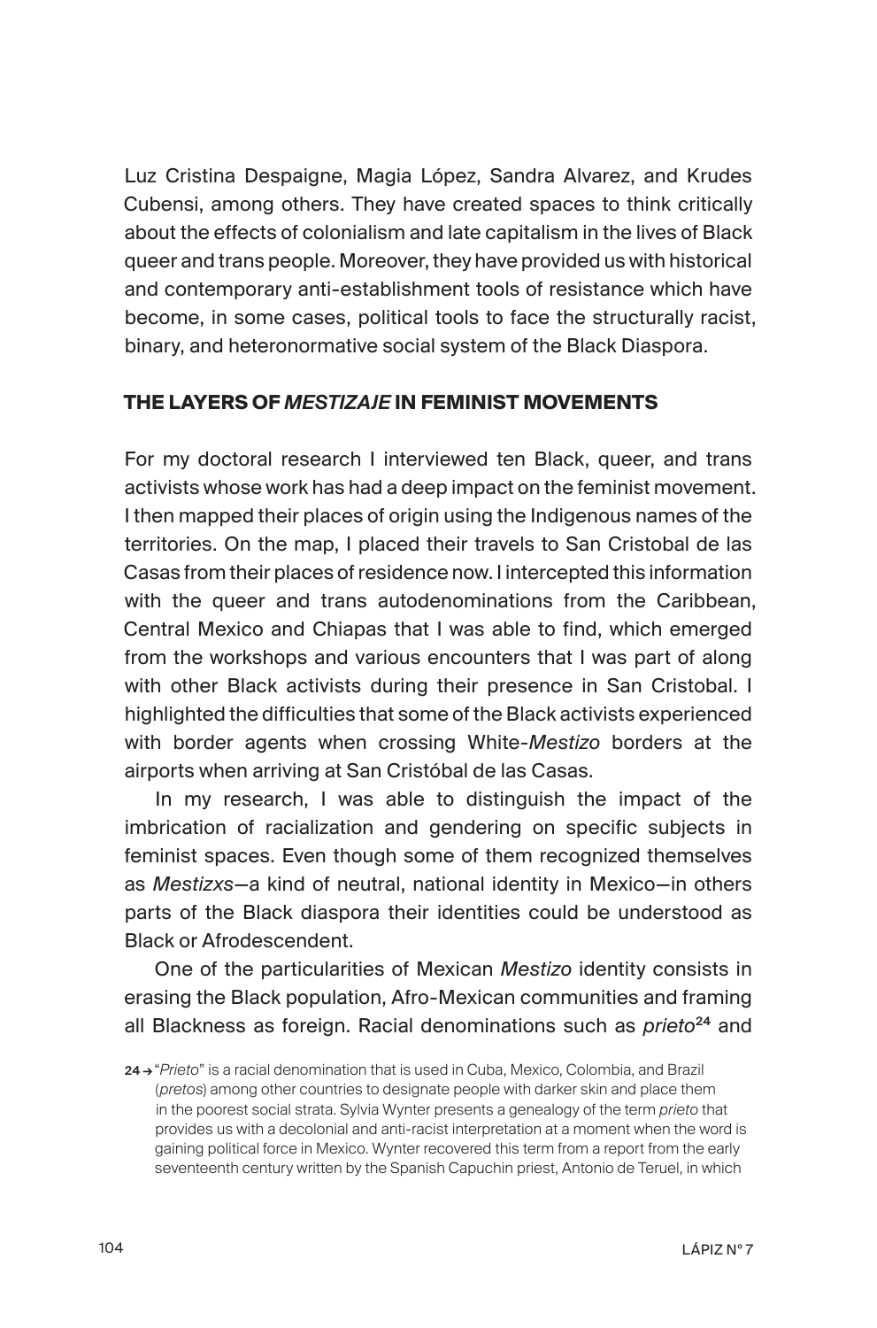Luz Cristina Despaigne, Magia López, Sandra Alvarez, and Krudes Cubensi, among others. They have created spaces to think critically about the effects of colonialism and late capitalism in the lives of Black queer and trans people. Moreover, they have provided us with historical and contemporary anti-establishment tools of resistance which have become, in some cases, political tools to face the structurally racist, binary, and heteronormative social system of the Black Diaspora.

## THE LAYERS OF *MESTIZAJE* IN FEMINIST MOVEMENTS

For my doctoral research I interviewed ten Black, queer, and trans activists whose work has had a deep impact on the feminist movement. I then mapped their places of origin using the Indigenous names of the territories. On the map, I placed their travels to San Cristobal de las Casas from their places of residence now. I intercepted this information with the queer and trans autodenominations from the Caribbean, Central Mexico and Chiapas that I was able to find, which emerged from the workshops and various encounters that I was part of along with other Black activists during their presence in San Cristobal. I highlighted the difficulties that some of the Black activists experienced with border agents when crossing White-*Mestizo* borders at the airports when arriving at San Cristóbal de las Casas.

In my research, I was able to distinguish the impact of the imbrication of racialization and gendering on specific subjects in feminist spaces. Even though some of them recognized themselves as *Mestizxs*—a kind of neutral, national identity in Mexico—in others parts of the Black diaspora their identities could be understood as Black or Afrodescendent.

One of the particularities of Mexican *Mestizo* identity consists in erasing the Black population, Afro-Mexican communities and framing all Blackness as foreign. Racial denominations such as *prieto*[24] and

24 → "*Prieto*" is a racial denomination that is used in Cuba, Mexico, Colombia, and Brazil (*pretos*) among other countries to designate people with darker skin and place them in the poorest social strata. Sylvia Wynter presents a genealogy of the term *prieto* that provides us with a decolonial and anti-racist interpretation at a moment when the word is gaining political force in Mexico. Wynter recovered this term from a report from the early seventeenth century written by the Spanish Capuchin priest, Antonio de Teruel, in which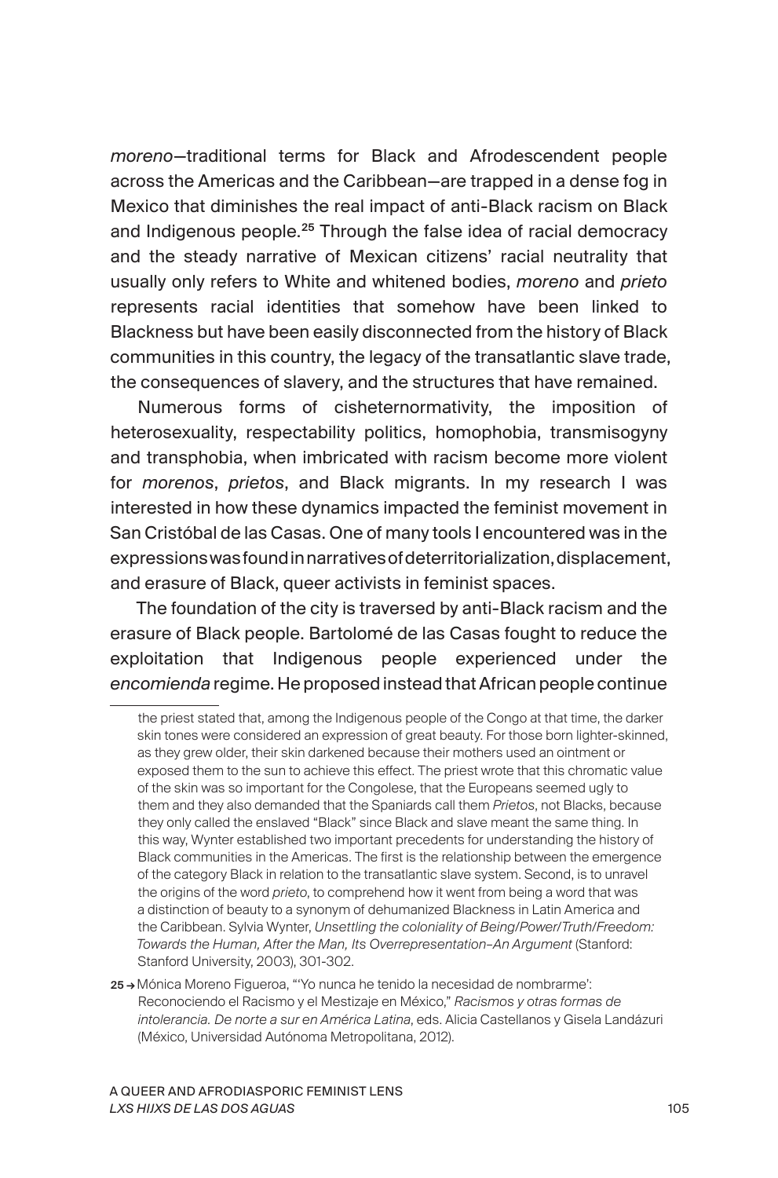*moreno*—traditional terms for Black and Afrodescendent people across the Americas and the Caribbean—are trapped in a dense fog in Mexico that diminishes the real impact of anti-Black racism on Black and Indigenous people.[25] Through the false idea of racial democracy and the steady narrative of Mexican citizens' racial neutrality that usually only refers to White and whitened bodies, *moreno* and *prieto* represents racial identities that somehow have been linked to Blackness but have been easily disconnected from the history of Black communities in this country, the legacy of the transatlantic slave trade, the consequences of slavery, and the structures that have remained.

Numerous forms of cisheternormativity, the imposition of heterosexuality, respectability politics, homophobia, transmisogyny and transphobia, when imbricated with racism become more violent for *morenos*, *prietos*, and Black migrants. In my research I was interested in how these dynamics impacted the feminist movement in San Cristóbal de las Casas. One of many tools I encountered was in the expressions was found in narratives of deterritorialization, displacement, and erasure of Black, queer activists in feminist spaces.

The foundation of the city is traversed by anti-Black racism and the erasure of Black people. Bartolomé de las Casas fought to reduce the exploitation that Indigenous people experienced under the *encomienda* regime. He proposed instead that African people continue

---

the priest stated that, among the Indigenous people of the Congo at that time, the darker skin tones were considered an expression of great beauty. For those born lighter-skinned, as they grew older, their skin darkened because their mothers used an ointment or exposed them to the sun to achieve this effect. The priest wrote that this chromatic value of the skin was so important for the Congolese, that the Europeans seemed ugly to them and they also demanded that the Spaniards call them *Prietos*, not Blacks, because they only called the enslaved "Black" since Black and slave meant the same thing. In this way, Wynter established two important precedents for understanding the history of Black communities in the Americas. The first is the relationship between the emergence of the category Black in relation to the transatlantic slave system. Second, is to unravel the origins of the word *prieto*, to comprehend how it went from being a word that was a distinction of beauty to a synonym of dehumanized Blackness in Latin America and the Caribbean. Sylvia Wynter, *Unsettling the coloniality of Being/Power/Truth/Freedom: Towards the Human, After the Man, Its Overrepresentation–An Argument* (Stanford: Stanford University, 2003), 301-302.

**25 →** Mónica Moreno Figueroa, "'Yo nunca he tenido la necesidad de nombrarme': Reconociendo el Racismo y el Mestizaje en México," *Racismos y otras formas de intolerancia. De norte a sur en América Latina*, eds. Alicia Castellanos y Gisela Landázuri (México, Universidad Autónoma Metropolitana, 2012).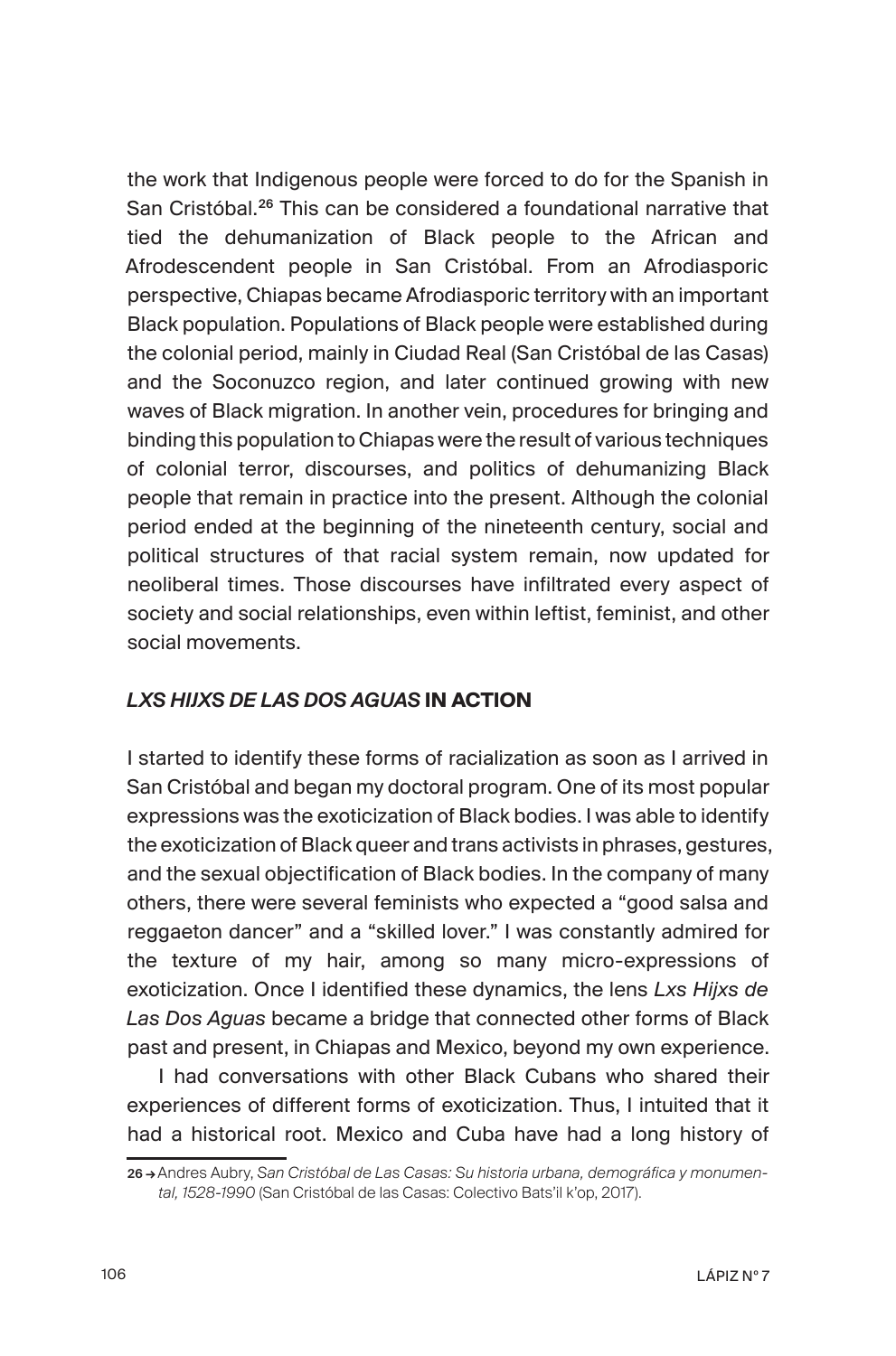the work that Indigenous people were forced to do for the Spanish in San Cristóbal.[26] This can be considered a foundational narrative that tied the dehumanization of Black people to the African and Afrodescendent people in San Cristóbal. From an Afrodiasporic perspective, Chiapas became Afrodiasporic territory with an important Black population. Populations of Black people were established during the colonial period, mainly in Ciudad Real (San Cristóbal de las Casas) and the Soconuzco region, and later continued growing with new waves of Black migration. In another vein, procedures for bringing and binding this population to Chiapas were the result of various techniques of colonial terror, discourses, and politics of dehumanizing Black people that remain in practice into the present. Although the colonial period ended at the beginning of the nineteenth century, social and political structures of that racial system remain, now updated for neoliberal times. Those discourses have infiltrated every aspect of society and social relationships, even within leftist, feminist, and other social movements.

## *LXS HIJXS DE LAS DOS AGUAS* IN ACTION

I started to identify these forms of racialization as soon as I arrived in San Cristóbal and began my doctoral program. One of its most popular expressions was the exoticization of Black bodies. I was able to identify the exoticization of Black queer and trans activists in phrases, gestures, and the sexual objectification of Black bodies. In the company of many others, there were several feminists who expected a "good salsa and reggaeton dancer" and a "skilled lover." I was constantly admired for the texture of my hair, among so many micro-expressions of exoticization. Once I identified these dynamics, the lens *Lxs Hijxs de Las Dos Aguas* became a bridge that connected other forms of Black past and present, in Chiapas and Mexico, beyond my own experience.

I had conversations with other Black Cubans who shared their experiences of different forms of exoticization. Thus, I intuited that it had a historical root. Mexico and Cuba have had a long history of

26 → Andres Aubry, *San Cristóbal de Las Casas: Su historia urbana, demográfica y monumental, 1528-1990* (San Cristóbal de las Casas: Colectivo Bats'il k'op, 2017).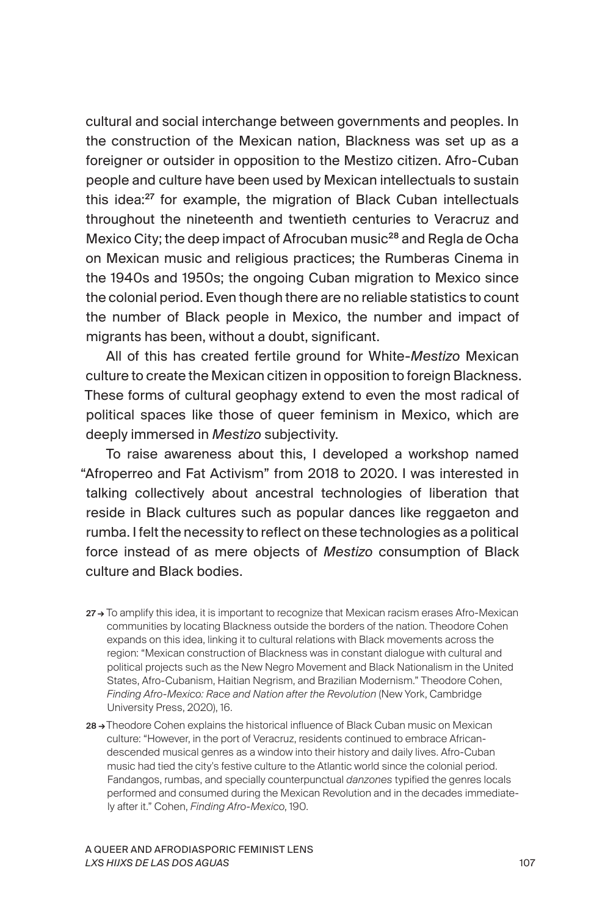cultural and social interchange between governments and peoples. In the construction of the Mexican nation, Blackness was set up as a foreigner or outsider in opposition to the Mestizo citizen. Afro-Cuban people and culture have been used by Mexican intellectuals to sustain this idea:[27] for example, the migration of Black Cuban intellectuals throughout the nineteenth and twentieth centuries to Veracruz and Mexico City; the deep impact of Afrocuban music[28] and Regla de Ocha on Mexican music and religious practices; the Rumberas Cinema in the 1940s and 1950s; the ongoing Cuban migration to Mexico since the colonial period. Even though there are no reliable statistics to count the number of Black people in Mexico, the number and impact of migrants has been, without a doubt, significant.

All of this has created fertile ground for White-*Mestizo* Mexican culture to create the Mexican citizen in opposition to foreign Blackness. These forms of cultural geophagy extend to even the most radical of political spaces like those of queer feminism in Mexico, which are deeply immersed in *Mestizo* subjectivity.

To raise awareness about this, I developed a workshop named "Afroperreo and Fat Activism" from 2018 to 2020. I was interested in talking collectively about ancestral technologies of liberation that reside in Black cultures such as popular dances like reggaeton and rumba. I felt the necessity to reflect on these technologies as a political force instead of as mere objects of *Mestizo* consumption of Black culture and Black bodies.

27 → To amplify this idea, it is important to recognize that Mexican racism erases Afro-Mexican communities by locating Blackness outside the borders of the nation. Theodore Cohen expands on this idea, linking it to cultural relations with Black movements across the region: "Mexican construction of Blackness was in constant dialogue with cultural and political projects such as the New Negro Movement and Black Nationalism in the United States, Afro-Cubanism, Haitian Negrism, and Brazilian Modernism." Theodore Cohen, *Finding Afro-Mexico: Race and Nation after the Revolution* (New York, Cambridge University Press, 2020), 16.

28 → Theodore Cohen explains the historical influence of Black Cuban music on Mexican culture: "However, in the port of Veracruz, residents continued to embrace African-descended musical genres as a window into their history and daily lives. Afro-Cuban music had tied the city's festive culture to the Atlantic world since the colonial period. Fandangos, rumbas, and specially counterpunctual *danzones* typified the genres locals performed and consumed during the Mexican Revolution and in the decades immediately after it." Cohen, *Finding Afro-Mexico*, 190.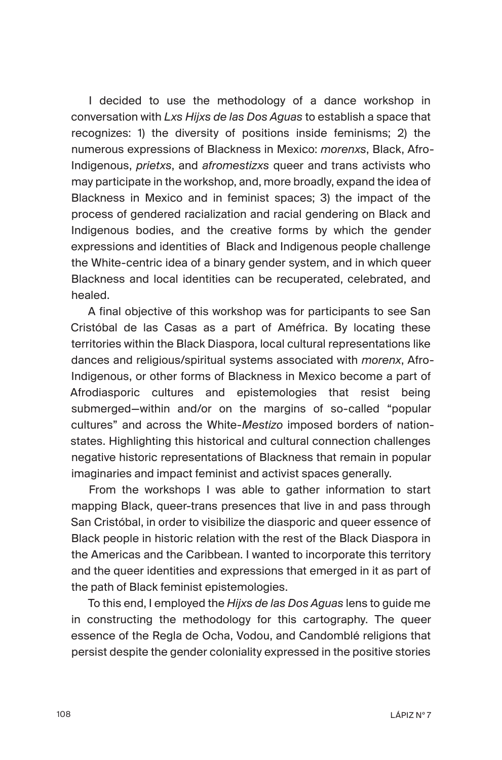I decided to use the methodology of a dance workshop in conversation with *Lxs Hijxs de las Dos Aguas* to establish a space that recognizes: 1) the diversity of positions inside feminisms; 2) the numerous expressions of Blackness in Mexico: *morenxs*, Black, Afro-Indigenous, *prietxs*, and *afromestizxs* queer and trans activists who may participate in the workshop, and, more broadly, expand the idea of Blackness in Mexico and in feminist spaces; 3) the impact of the process of gendered racialization and racial gendering on Black and Indigenous bodies, and the creative forms by which the gender expressions and identities of Black and Indigenous people challenge the White-centric idea of a binary gender system, and in which queer Blackness and local identities can be recuperated, celebrated, and healed.

A final objective of this workshop was for participants to see San Cristóbal de las Casas as a part of Améfrica. By locating these territories within the Black Diaspora, local cultural representations like dances and religious/spiritual systems associated with *morenx*, Afro-Indigenous, or other forms of Blackness in Mexico become a part of Afrodiasporic cultures and epistemologies that resist being submerged—within and/or on the margins of so-called "popular cultures" and across the White-*Mestizo* imposed borders of nation-states. Highlighting this historical and cultural connection challenges negative historic representations of Blackness that remain in popular imaginaries and impact feminist and activist spaces generally.

From the workshops I was able to gather information to start mapping Black, queer-trans presences that live in and pass through San Cristóbal, in order to visibilize the diasporic and queer essence of Black people in historic relation with the rest of the Black Diaspora in the Americas and the Caribbean. I wanted to incorporate this territory and the queer identities and expressions that emerged in it as part of the path of Black feminist epistemologies.

To this end, I employed the *Hijxs de las Dos Aguas* lens to guide me in constructing the methodology for this cartography. The queer essence of the Regla de Ocha, Vodou, and Candomblé religions that persist despite the gender coloniality expressed in the positive stories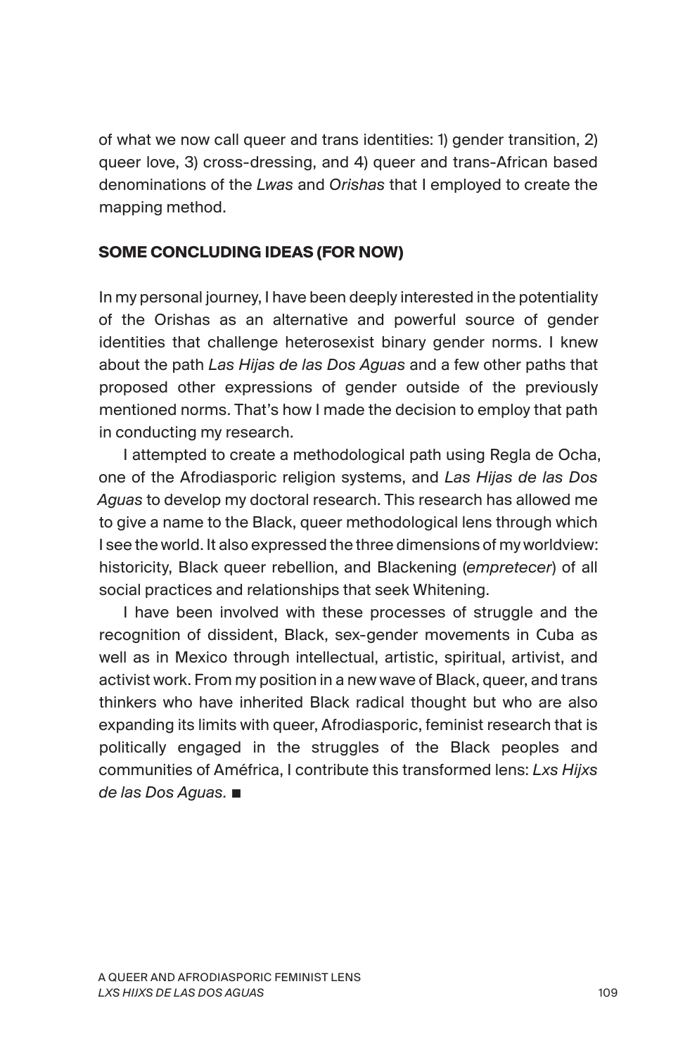of what we now call queer and trans identities: 1) gender transition, 2) queer love, 3) cross-dressing, and 4) queer and trans-African based denominations of the *Lwas* and *Orishas* that I employed to create the mapping method.

## SOME CONCLUDING IDEAS (FOR NOW)

In my personal journey, I have been deeply interested in the potentiality of the Orishas as an alternative and powerful source of gender identities that challenge heterosexist binary gender norms. I knew about the path *Las Hijas de las Dos Aguas* and a few other paths that proposed other expressions of gender outside of the previously mentioned norms. That's how I made the decision to employ that path in conducting my research.

I attempted to create a methodological path using Regla de Ocha, one of the Afrodiasporic religion systems, and *Las Hijas de las Dos Aguas* to develop my doctoral research. This research has allowed me to give a name to the Black, queer methodological lens through which I see the world. It also expressed the three dimensions of my worldview: historicity, Black queer rebellion, and Blackening (*empretecer*) of all social practices and relationships that seek Whitening.

I have been involved with these processes of struggle and the recognition of dissident, Black, sex-gender movements in Cuba as well as in Mexico through intellectual, artistic, spiritual, artivist, and activist work. From my position in a new wave of Black, queer, and trans thinkers who have inherited Black radical thought but who are also expanding its limits with queer, Afrodiasporic, feminist research that is politically engaged in the struggles of the Black peoples and communities of Améfrica, I contribute this transformed lens: *Lxs Hijxs de las Dos Aguas.* ■